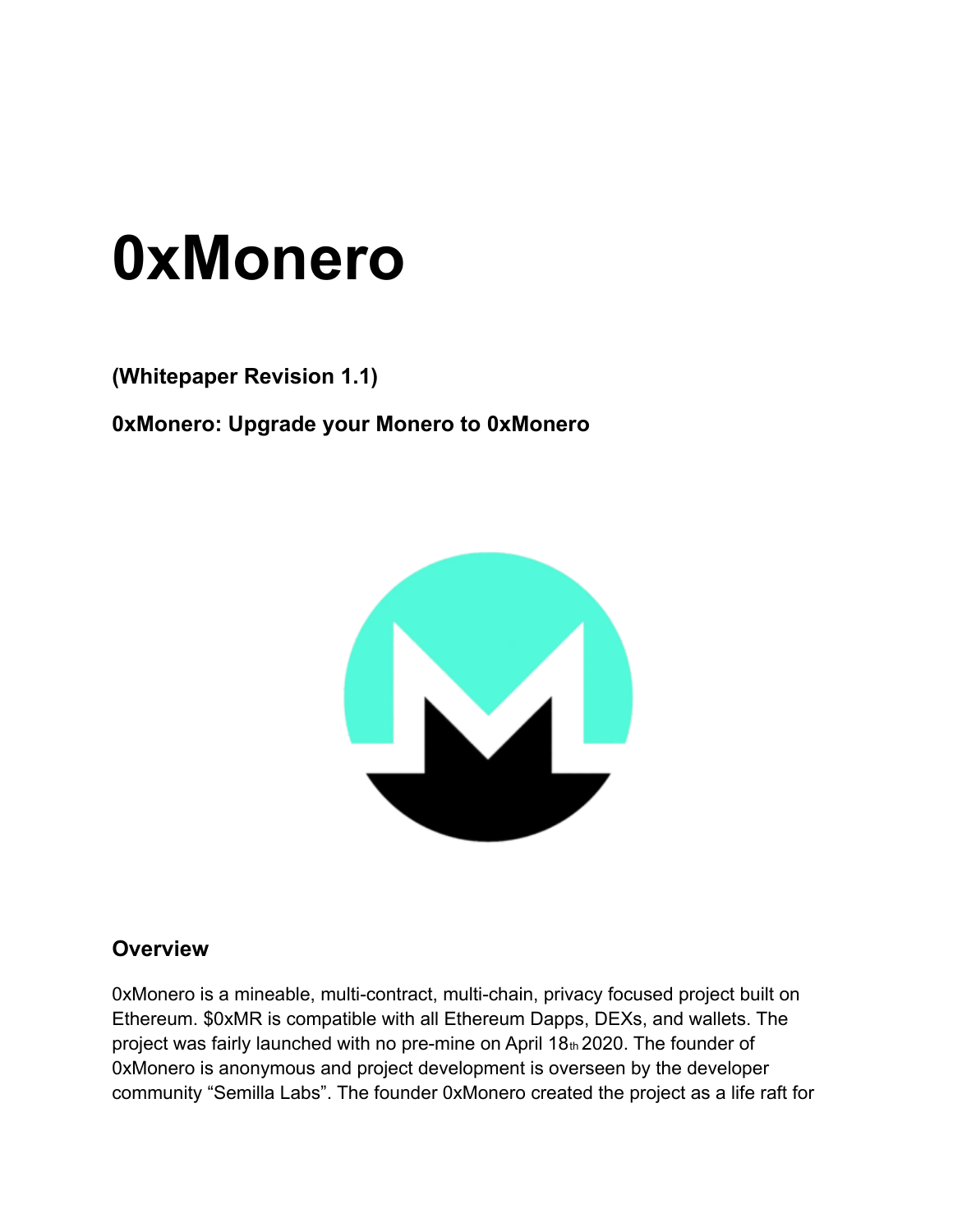# 0xMonero

**(Whitepaper Revision 1.1)**

**0xMonero: Upgrade your Monero to 0xMonero**

## Overview

0xMonero is a mineable, multi-contract, multi-chain, privacy focused project built on Ethereum. $0xMR is compatible with all Ethereum Dapps, DEXs, and wallets. The project was fairly launched with no pre-mine on April 18th 2020. The founder of 0xMonero is anonymous and project development is overseen by the developer community "Semilla Labs". The founder 0xMonero created the project as a life raft for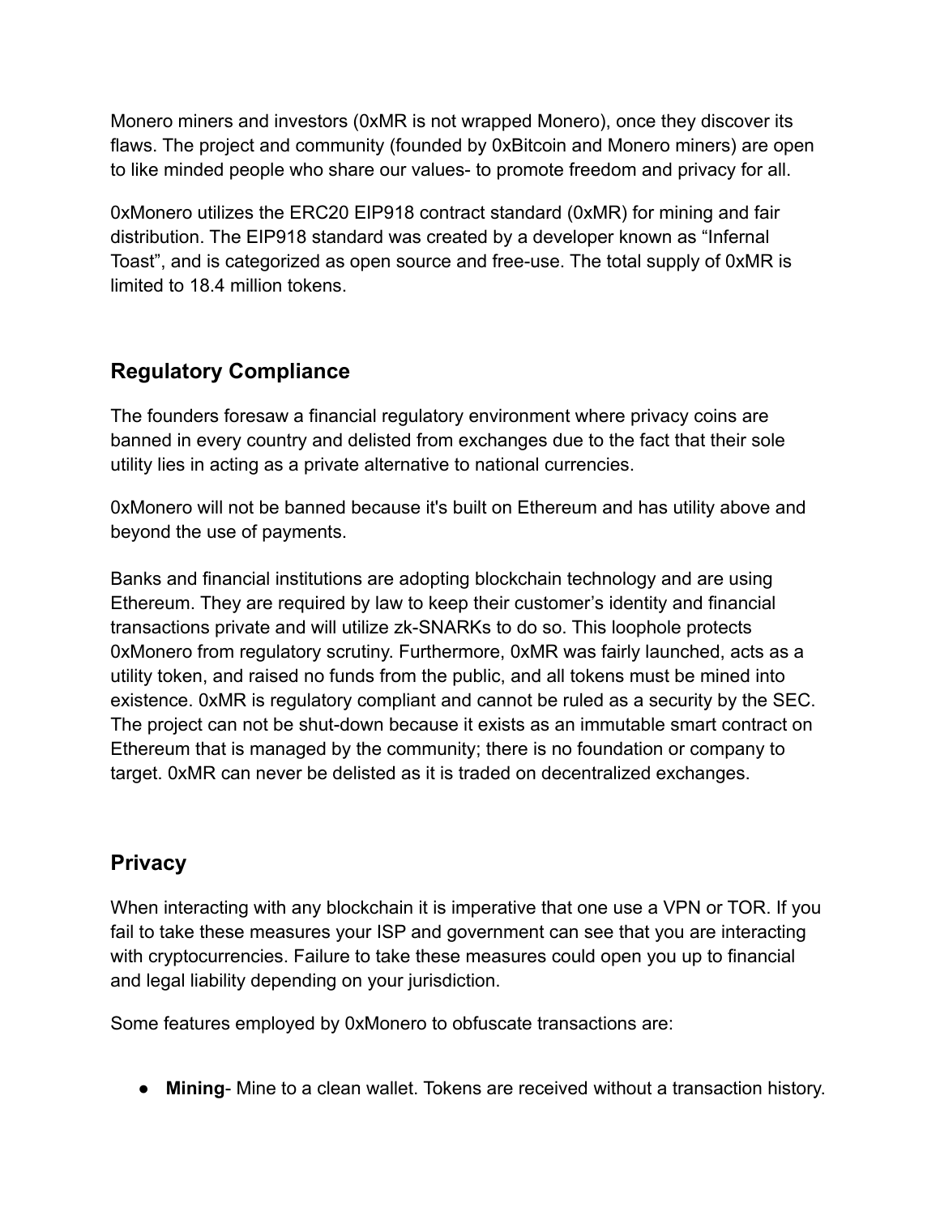Monero miners and investors (0xMR is not wrapped Monero), once they discover its flaws. The project and community (founded by 0xBitcoin and Monero miners) are open to like minded people who share our values- to promote freedom and privacy for all.

0xMonero utilizes the ERC20 EIP918 contract standard (0xMR) for mining and fair distribution. The EIP918 standard was created by a developer known as “Infernal Toast”, and is categorized as open source and free-use. The total supply of 0xMR is limited to 18.4 million tokens.

## Regulatory Compliance

The founders foresaw a financial regulatory environment where privacy coins are banned in every country and delisted from exchanges due to the fact that their sole utility lies in acting as a private alternative to national currencies.

0xMonero will not be banned because it's built on Ethereum and has utility above and beyond the use of payments.

Banks and financial institutions are adopting blockchain technology and are using Ethereum. They are required by law to keep their customer’s identity and financial transactions private and will utilize zk-SNARKs to do so. This loophole protects 0xMonero from regulatory scrutiny. Furthermore, 0xMR was fairly launched, acts as a utility token, and raised no funds from the public, and all tokens must be mined into existence. 0xMR is regulatory compliant and cannot be ruled as a security by the SEC. The project can not be shut-down because it exists as an immutable smart contract on Ethereum that is managed by the community; there is no foundation or company to target. 0xMR can never be delisted as it is traded on decentralized exchanges.

## Privacy

When interacting with any blockchain it is imperative that one use a VPN or TOR. If you fail to take these measures your ISP and government can see that you are interacting with cryptocurrencies. Failure to take these measures could open you up to financial and legal liability depending on your jurisdiction.

Some features employed by 0xMonero to obfuscate transactions are:

- **Mining**- Mine to a clean wallet. Tokens are received without a transaction history.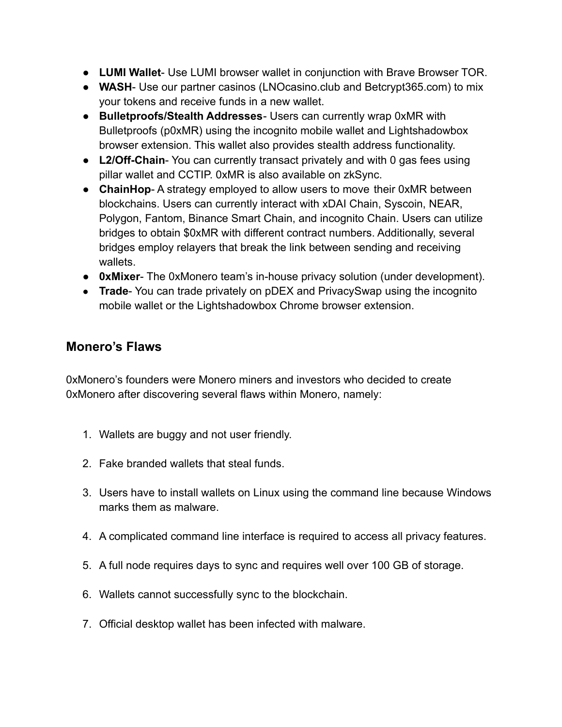- **LUMI Wallet**- Use LUMI browser wallet in conjunction with Brave Browser TOR.
- **WASH**- Use our partner casinos (LNOcasino.club and Betcrypt365.com) to mix your tokens and receive funds in a new wallet.
- **Bulletproofs/Stealth Addresses**- Users can currently wrap 0xMR with Bulletproofs (p0xMR) using the incognito mobile wallet and Lightshadowbox browser extension. This wallet also provides stealth address functionality.
- **L2/Off-Chain**- You can currently transact privately and with 0 gas fees using pillar wallet and CCTIP. 0xMR is also available on zkSync.
- **ChainHop**- A strategy employed to allow users to move their 0xMR between blockchains. Users can currently interact with xDAI Chain, Syscoin, NEAR, Polygon, Fantom, Binance Smart Chain, and incognito Chain. Users can utilize bridges to obtain $0xMR with different contract numbers. Additionally, several bridges employ relayers that break the link between sending and receiving wallets.
- **0xMixer**- The 0xMonero team's in-house privacy solution (under development).
- **Trade**- You can trade privately on pDEX and PrivacySwap using the incognito mobile wallet or the Lightshadowbox Chrome browser extension.

## Monero's Flaws

0xMonero's founders were Monero miners and investors who decided to create 0xMonero after discovering several flaws within Monero, namely:

1. Wallets are buggy and not user friendly.
2. Fake branded wallets that steal funds.
3. Users have to install wallets on Linux using the command line because Windows marks them as malware.
4. A complicated command line interface is required to access all privacy features.
5. A full node requires days to sync and requires well over 100 GB of storage.
6. Wallets cannot successfully sync to the blockchain.
7. Official desktop wallet has been infected with malware.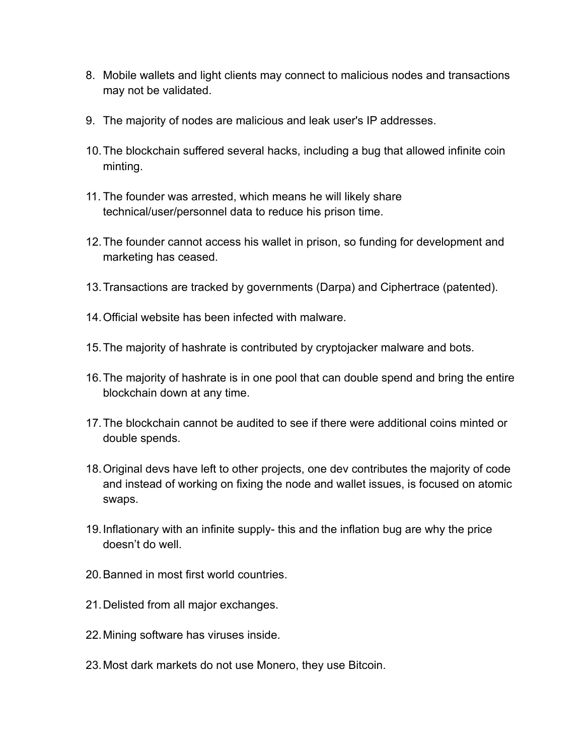8. Mobile wallets and light clients may connect to malicious nodes and transactions may not be validated.

9. The majority of nodes are malicious and leak user's IP addresses.

10. The blockchain suffered several hacks, including a bug that allowed infinite coin minting.

11. The founder was arrested, which means he will likely share technical/user/personnel data to reduce his prison time.

12. The founder cannot access his wallet in prison, so funding for development and marketing has ceased.

13. Transactions are tracked by governments (Darpa) and Ciphertrace (patented).

14. Official website has been infected with malware.

15. The majority of hashrate is contributed by cryptojacker malware and bots.

16. The majority of hashrate is in one pool that can double spend and bring the entire blockchain down at any time.

17. The blockchain cannot be audited to see if there were additional coins minted or double spends.

18. Original devs have left to other projects, one dev contributes the majority of code and instead of working on fixing the node and wallet issues, is focused on atomic swaps.

19. Inflationary with an infinite supply- this and the inflation bug are why the price doesn't do well.

20. Banned in most first world countries.

21. Delisted from all major exchanges.

22. Mining software has viruses inside.

23. Most dark markets do not use Monero, they use Bitcoin.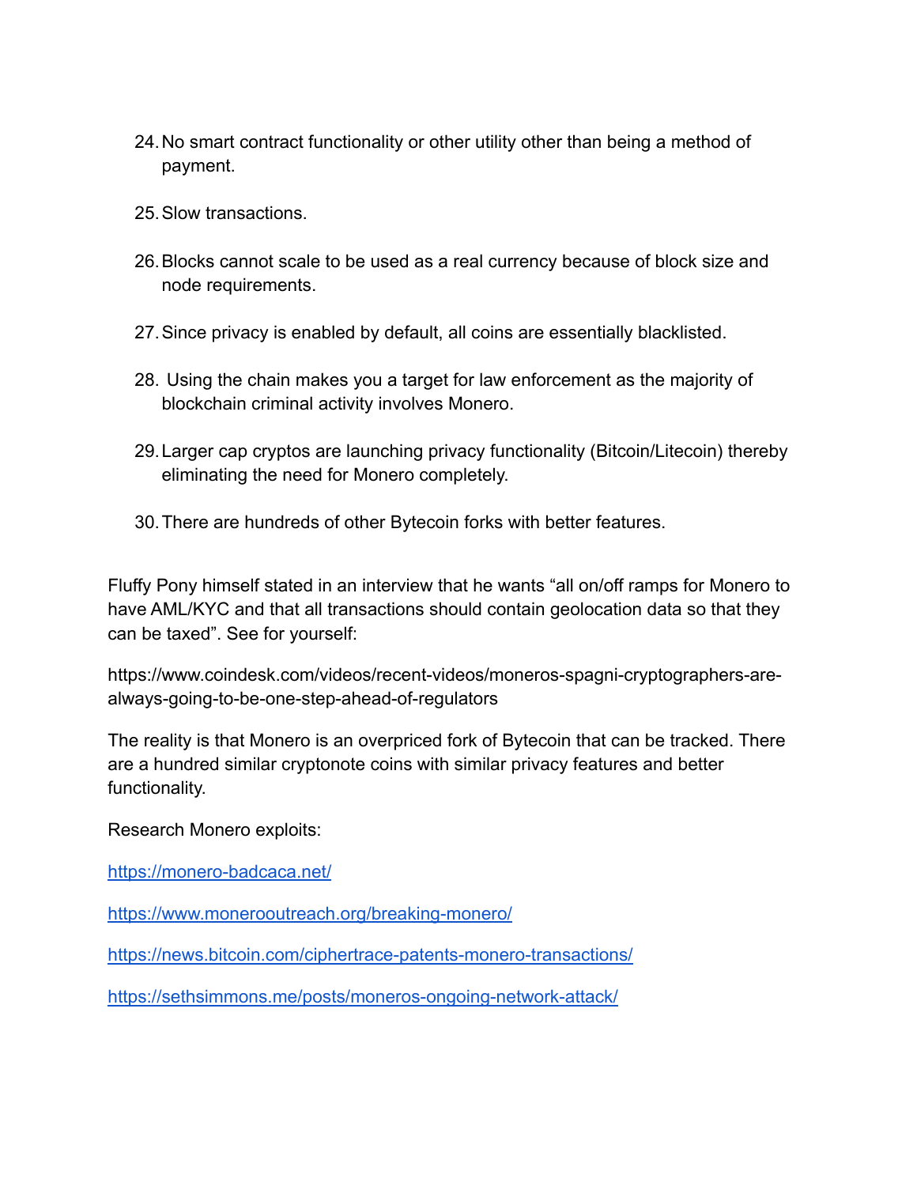24. No smart contract functionality or other utility other than being a method of payment.

25. Slow transactions.

26. Blocks cannot scale to be used as a real currency because of block size and node requirements.

27. Since privacy is enabled by default, all coins are essentially blacklisted.

28. Using the chain makes you a target for law enforcement as the majority of blockchain criminal activity involves Monero.

29. Larger cap cryptos are launching privacy functionality (Bitcoin/Litecoin) thereby eliminating the need for Monero completely.

30. There are hundreds of other Bytecoin forks with better features.

Fluffy Pony himself stated in an interview that he wants "all on/off ramps for Monero to have AML/KYC and that all transactions should contain geolocation data so that they can be taxed". See for yourself:

https://www.coindesk.com/videos/recent-videos/moneros-spagni-cryptographers-are-always-going-to-be-one-step-ahead-of-regulators

The reality is that Monero is an overpriced fork of Bytecoin that can be tracked. There are a hundred similar cryptonote coins with similar privacy features and better functionality.

Research Monero exploits:

https://monero-badcaca.net/

https://www.monerooutreach.org/breaking-monero/

https://news.bitcoin.com/ciphertrace-patents-monero-transactions/

https://sethsimmons.me/posts/moneros-ongoing-network-attack/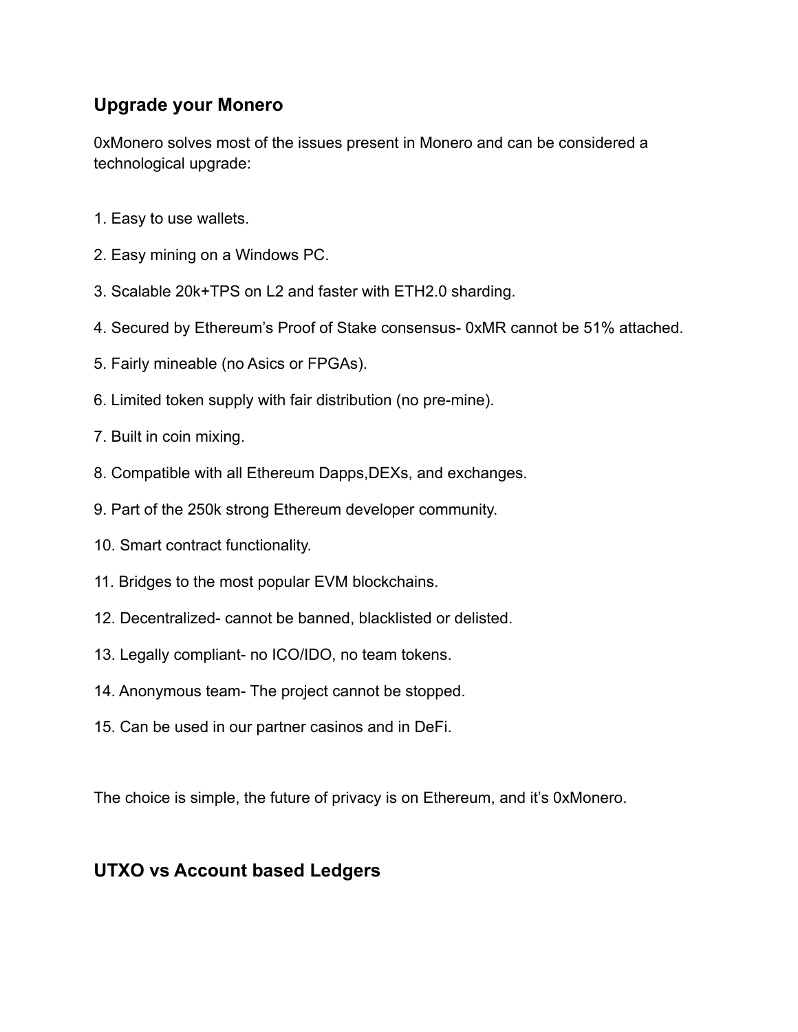## Upgrade your Monero

0xMonero solves most of the issues present in Monero and can be considered a technological upgrade:

1. Easy to use wallets.
2. Easy mining on a Windows PC.
3. Scalable 20k+TPS on L2 and faster with ETH2.0 sharding.
4. Secured by Ethereum's Proof of Stake consensus- 0xMR cannot be 51% attached.
5. Fairly mineable (no Asics or FPGAs).
6. Limited token supply with fair distribution (no pre-mine).
7. Built in coin mixing.
8. Compatible with all Ethereum Dapps,DEXs, and exchanges.
9. Part of the 250k strong Ethereum developer community.
10. Smart contract functionality.
11. Bridges to the most popular EVM blockchains.
12. Decentralized- cannot be banned, blacklisted or delisted.
13. Legally compliant- no ICO/IDO, no team tokens.
14. Anonymous team- The project cannot be stopped.
15. Can be used in our partner casinos and in DeFi.

The choice is simple, the future of privacy is on Ethereum, and it's 0xMonero.

## UTXO vs Account based Ledgers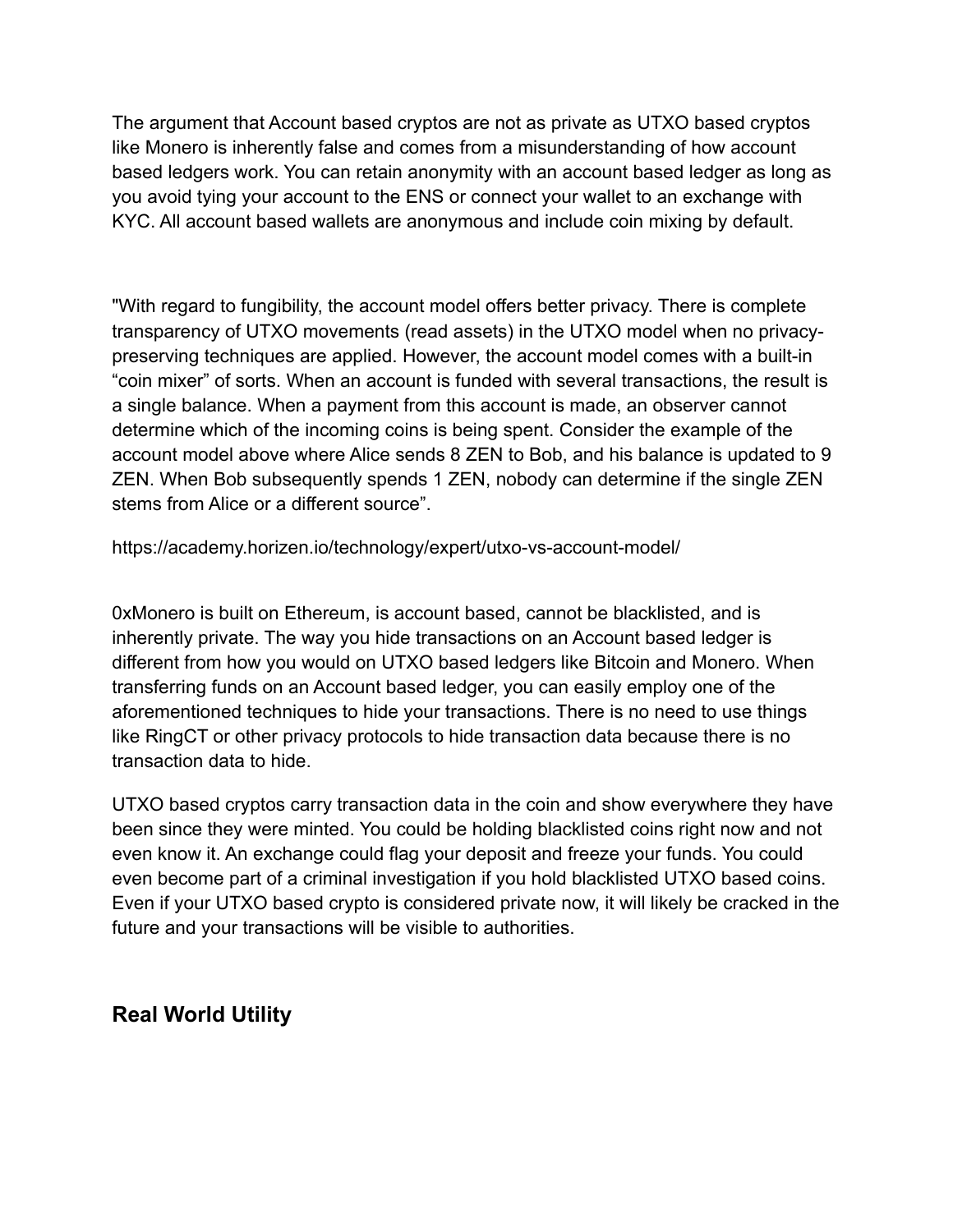The argument that Account based cryptos are not as private as UTXO based cryptos like Monero is inherently false and comes from a misunderstanding of how account based ledgers work. You can retain anonymity with an account based ledger as long as you avoid tying your account to the ENS or connect your wallet to an exchange with KYC. All account based wallets are anonymous and include coin mixing by default.

"With regard to fungibility, the account model offers better privacy. There is complete transparency of UTXO movements (read assets) in the UTXO model when no privacy-preserving techniques are applied. However, the account model comes with a built-in “coin mixer” of sorts. When an account is funded with several transactions, the result is a single balance. When a payment from this account is made, an observer cannot determine which of the incoming coins is being spent. Consider the example of the account model above where Alice sends 8 ZEN to Bob, and his balance is updated to 9 ZEN. When Bob subsequently spends 1 ZEN, nobody can determine if the single ZEN stems from Alice or a different source”.

https://academy.horizen.io/technology/expert/utxo-vs-account-model/

0xMonero is built on Ethereum, is account based, cannot be blacklisted, and is inherently private. The way you hide transactions on an Account based ledger is different from how you would on UTXO based ledgers like Bitcoin and Monero. When transferring funds on an Account based ledger, you can easily employ one of the aforementioned techniques to hide your transactions. There is no need to use things like RingCT or other privacy protocols to hide transaction data because there is no transaction data to hide.

UTXO based cryptos carry transaction data in the coin and show everywhere they have been since they were minted. You could be holding blacklisted coins right now and not even know it. An exchange could flag your deposit and freeze your funds. You could even become part of a criminal investigation if you hold blacklisted UTXO based coins. Even if your UTXO based crypto is considered private now, it will likely be cracked in the future and your transactions will be visible to authorities.

## Real World Utility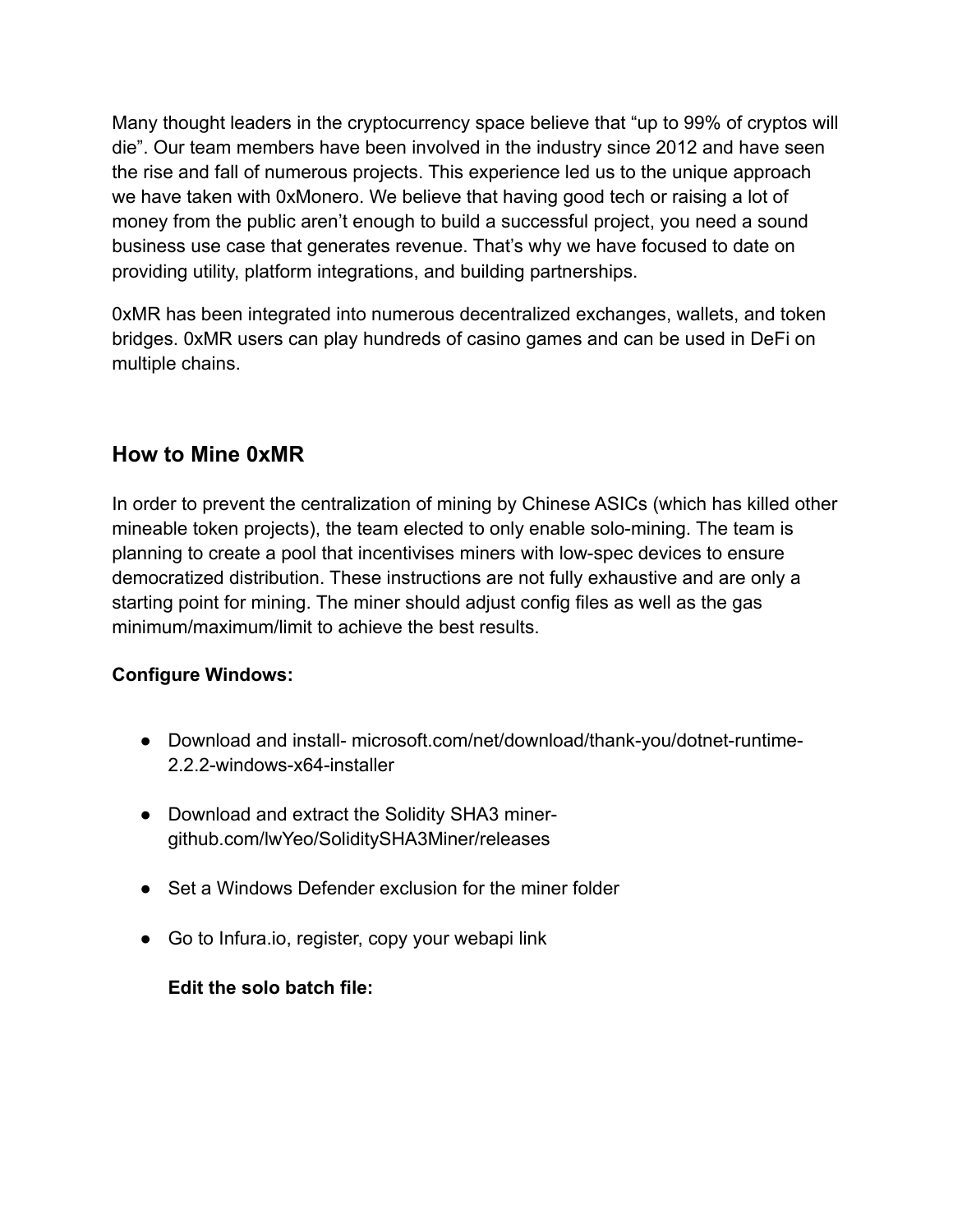Many thought leaders in the cryptocurrency space believe that "up to 99% of cryptos will die". Our team members have been involved in the industry since 2012 and have seen the rise and fall of numerous projects. This experience led us to the unique approach we have taken with 0xMonero. We believe that having good tech or raising a lot of money from the public aren't enough to build a successful project, you need a sound business use case that generates revenue. That's why we have focused to date on providing utility, platform integrations, and building partnerships.

0xMR has been integrated into numerous decentralized exchanges, wallets, and token bridges. 0xMR users can play hundreds of casino games and can be used in DeFi on multiple chains.

## How to Mine 0xMR

In order to prevent the centralization of mining by Chinese ASICs (which has killed other mineable token projects), the team elected to only enable solo-mining. The team is planning to create a pool that incentivises miners with low-spec devices to ensure democratized distribution. These instructions are not fully exhaustive and are only a starting point for mining. The miner should adjust config files as well as the gas minimum/maximum/limit to achieve the best results.

**Configure Windows:**

- Download and install- microsoft.com/net/download/thank-you/dotnet-runtime-2.2.2-windows-x64-installer
- Download and extract the Solidity SHA3 miner- github.com/lwYeo/SoliditySHA3Miner/releases
- Set a Windows Defender exclusion for the miner folder
- Go to Infura.io, register, copy your webapi link

  **Edit the solo batch file:**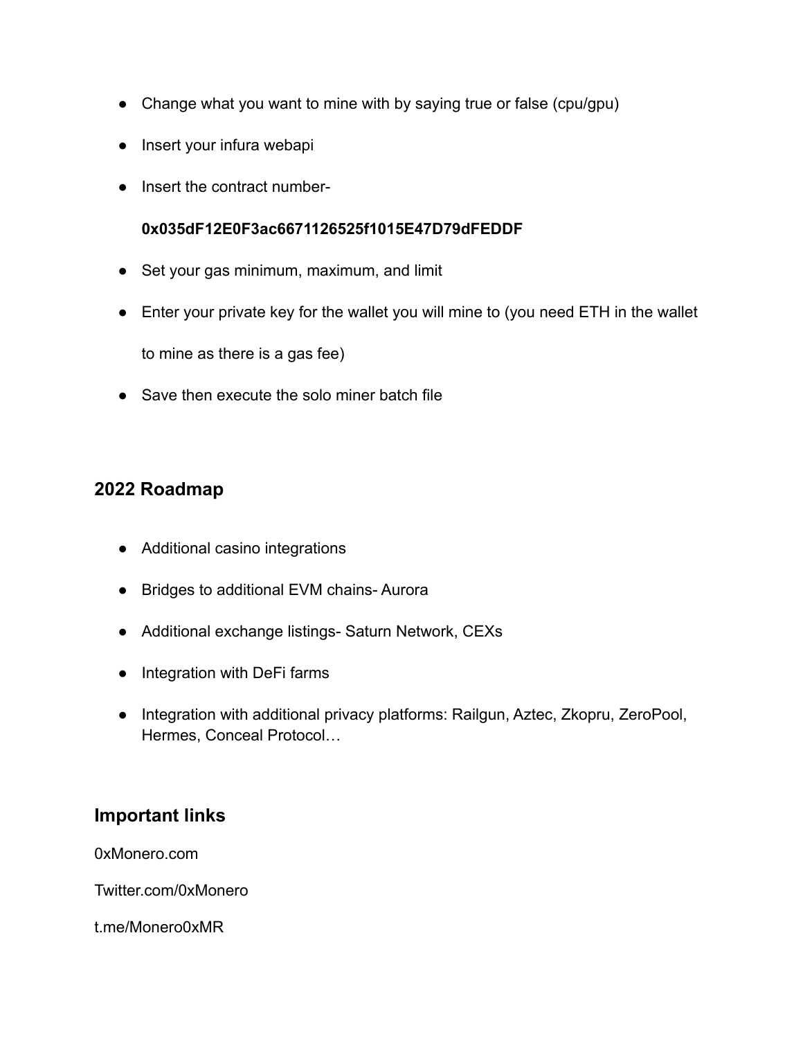- Change what you want to mine with by saying true or false (cpu/gpu)
- Insert your infura webapi
- Insert the contract number-

  **0x035dF12E0F3ac6671126525f1015E47D79dFEDDF**

- Set your gas minimum, maximum, and limit
- Enter your private key for the wallet you will mine to (you need ETH in the wallet to mine as there is a gas fee)
- Save then execute the solo miner batch file

## 2022 Roadmap

- Additional casino integrations
- Bridges to additional EVM chains- Aurora
- Additional exchange listings- Saturn Network, CEXs
- Integration with DeFi farms
- Integration with additional privacy platforms: Railgun, Aztec, Zkopru, ZeroPool, Hermes, Conceal Protocol…

## Important links

0xMonero.com

Twitter.com/0xMonero

t.me/Monero0xMR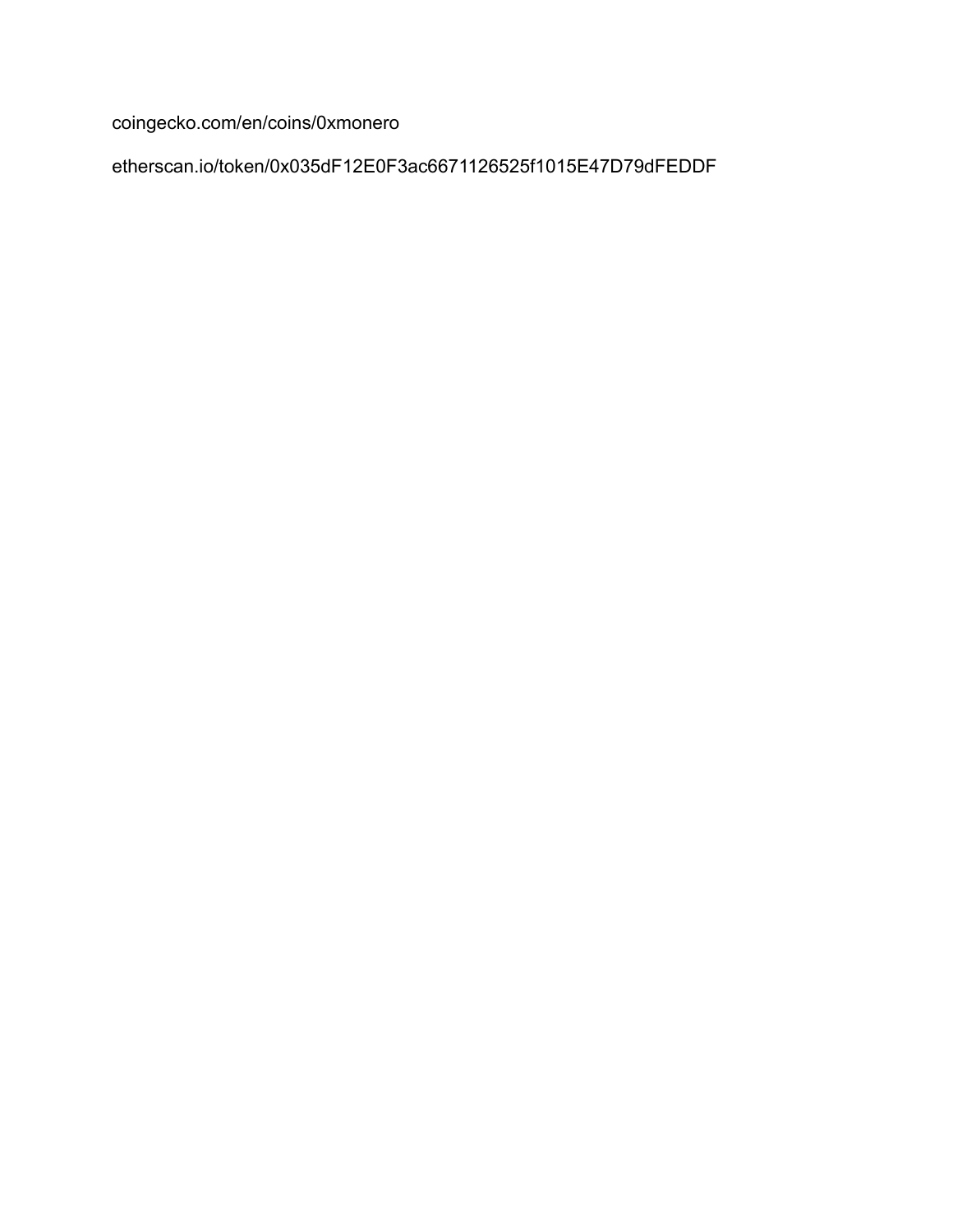coingecko.com/en/coins/0xmonero

etherscan.io/token/0x035dF12E0F3ac6671126525f1015E47D79dFEDDF